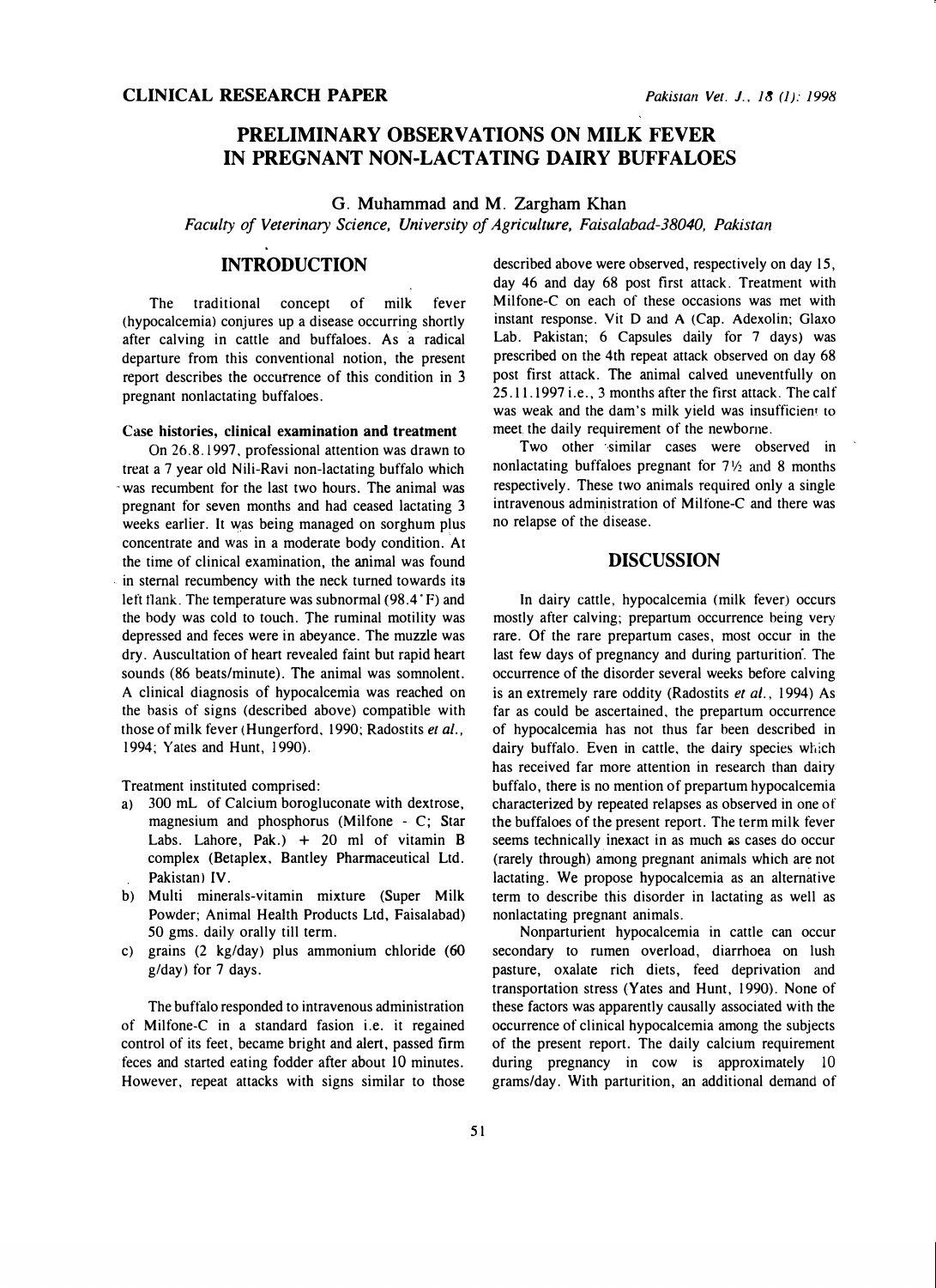CLINICAL RESEARCH PAPER

# PRELIMINARY OBSERVATIONS ON MILK FEVER IN PREGNANT NON-LACTATING DAIRY BUFFALOES

G. Muhammad and M. Zargham Khan

*Faculty of Veterinary Science, University of Agriculture, Faisalabad-38040, Pakistan*

## INTRODUCTION

The traditional concept of milk fever (hypocalcemia) conjures up a disease occurring shortly after calving in cattle and buffaloes. As a radical departure from this conventional notion, the present report describes the occurrence of this condition in 3 pregnant nonlactating buffaloes.

### Case histories, clinical examination and treatment

On 26.8.1997, professional attention was drawn to treat a 7 year old Nili-Ravi non-lactating buffalo which was recumbent for the last two hours. The animal was pregnant for seven months and had ceased lactating 3 weeks earlier. It was being managed on sorghum plus concentrate and was in a moderate body condition. At the time of clinical examination, the animal was found in sternal recumbency with the neck turned towards its left flank. The temperature was subnormal (98.4°F) and the body was cold to touch. The ruminal motility was depressed and feces were in abeyance. The muzzle was dry. Auscultation of heart revealed faint but rapid heart sounds (86 beats/minute). The animal was somnolent. A clinical diagnosis of hypocalcemia was reached on the basis of signs (described above) compatible with those of milk fever (Hungerford, 1990; Radostits *et al.*, 1994; Yates and Hunt, 1990).

Treatment instituted comprised:

a) 300 mL of Calcium borogluconate with dextrose, magnesium and phosphorus (Milfone - C; Star Labs. Lahore, Pak.) + 20 ml of vitamin B complex (Betaplex, Bantley Pharmaceutical Ltd. Pakistan) IV.
b) Multi minerals-vitamin mixture (Super Milk Powder; Animal Health Products Ltd, Faisalabad) 50 gms. daily orally till term.
c) grains (2 kg/day) plus ammonium chloride (60 g/day) for 7 days.

The buffalo responded to intravenous administration of Milfone-C in a standard fasion i.e. it regained control of its feet, became bright and alert, passed firm feces and started eating fodder after about 10 minutes. However, repeat attacks with signs similar to those described above were observed, respectively on day 15, day 46 and day 68 post first attack. Treatment with Milfone-C on each of these occasions was met with instant response. Vit D and A (Cap. Adexolin; Glaxo Lab. Pakistan; 6 Capsules daily for 7 days) was prescribed on the 4th repeat attack observed on day 68 post first attack. The animal calved uneventfully on 25.11.1997 i.e., 3 months after the first attack. The calf was weak and the dam's milk yield was insufficient to meet the daily requirement of the newborne.

Two other similar cases were observed in nonlactating buffaloes pregnant for 7½ and 8 months respectively. These two animals required only a single intravenous administration of Milfone-C and there was no relapse of the disease.

## DISCUSSION

In dairy cattle, hypocalcemia (milk fever) occurs mostly after calving; prepartum occurrence being very rare. Of the rare prepartum cases, most occur in the last few days of pregnancy and during parturition. The occurrence of the disorder several weeks before calving is an extremely rare oddity (Radostits *et al.*, 1994) As far as could be ascertained, the prepartum occurrence of hypocalcemia has not thus far been described in dairy buffalo. Even in cattle, the dairy species which has received far more attention in research than dairy buffalo, there is no mention of prepartum hypocalcemia characterized by repeated relapses as observed in one of the buffaloes of the present report. The term milk fever seems technically inexact in as much as cases do occur (rarely through) among pregnant animals which are not lactating. We propose hypocalcemia as an alternative term to describe this disorder in lactating as well as nonlactating pregnant animals.

Nonparturient hypocalcemia in cattle can occur secondary to rumen overload, diarrhoea on lush pasture, oxalate rich diets, feed deprivation and transportation stress (Yates and Hunt, 1990). None of these factors was apparently causally associated with the occurrence of clinical hypocalcemia among the subjects of the present report. The daily calcium requirement during pregnancy in cow is approximately 10 grams/day. With parturition, an additional demand of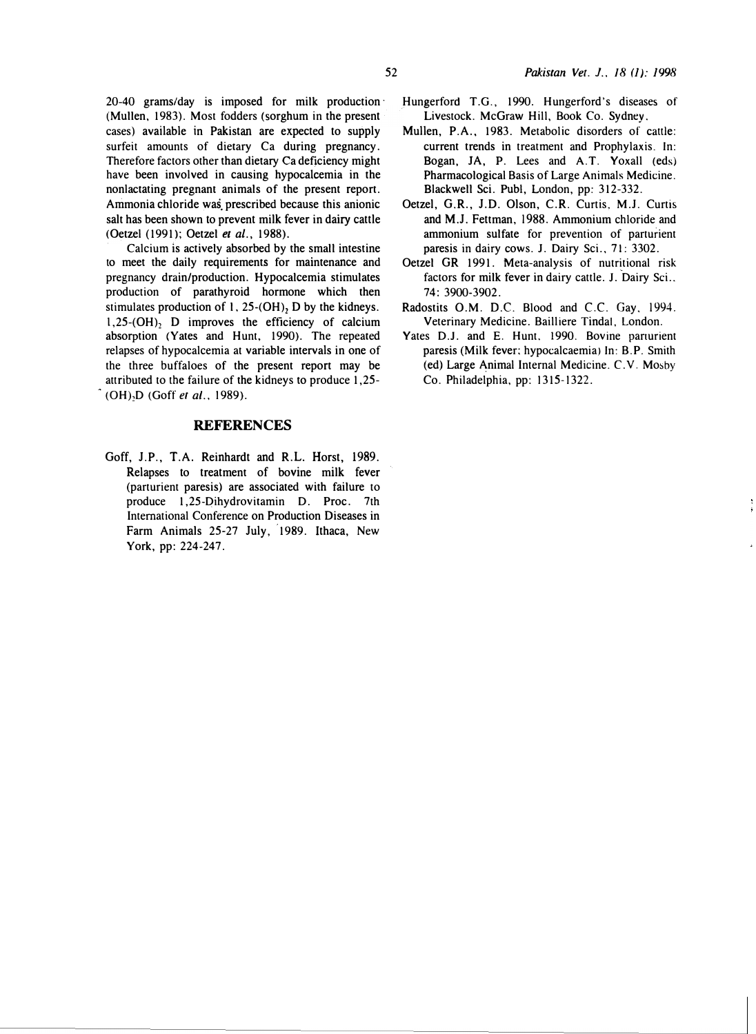20-40 grams/day is imposed for milk production (Mullen, 1983). Most fodders (sorghum in the present cases) available in Pakistan are expected to supply surfeit amounts of dietary Ca during pregnancy. Therefore factors other than dietary Ca deficiency might have been involved in causing hypocalcemia in the nonlactating pregnant animals of the present report. Ammonia chloride was prescribed because this anionic salt has been shown to prevent milk fever in dairy cattle (Oetzel (1991); Oetzel *et al.*, 1988).

Calcium is actively absorbed by the small intestine to meet the daily requirements for maintenance and pregnancy drain/production. Hypocalcemia stimulates production of parathyroid hormone which then stimulates production of 1, 25-$(OH)_2$ D by the kidneys. 1,25-$(OH)_2$ D improves the efficiency of calcium absorption (Yates and Hunt, 1990). The repeated relapses of hypocalcemia at variable intervals in one of the three buffaloes of the present report may be attributed to the failure of the kidneys to produce 1,25-$(OH)_2$D (Goff *et al.*, 1989).

## REFERENCES

Goff, J.P., T.A. Reinhardt and R.L. Horst, 1989. Relapses to treatment of bovine milk fever (parturient paresis) are associated with failure to produce 1,25-Dihydrovitamin D. Proc. 7th International Conference on Production Diseases in Farm Animals 25-27 July, 1989. Ithaca, New York, pp: 224-247.

Hungerford T.G., 1990. Hungerford's diseases of Livestock. McGraw Hill, Book Co. Sydney.

Mullen, P.A., 1983. Metabolic disorders of cattle: current trends in treatment and Prophylaxis. In: Bogan, JA, P. Lees and A.T. Yoxall (eds) Pharmacological Basis of Large Animals Medicine. Blackwell Sci. Publ, London, pp: 312-332.

Oetzel, G.R., J.D. Olson, C.R. Curtis, M.J. Curtis and M.J. Fettman, 1988. Ammonium chloride and ammonium sulfate for prevention of parturient paresis in dairy cows. J. Dairy Sci., 71: 3302.

Oetzel GR 1991. Meta-analysis of nutritional risk factors for milk fever in dairy cattle. J. Dairy Sci., 74: 3900-3902.

Radostits O.M. D.C. Blood and C.C. Gay, 1994. Veterinary Medicine. Bailliere Tindal, London.

Yates D.J. and E. Hunt, 1990. Bovine parturient paresis (Milk fever; hypocalcaemia) In: B.P. Smith (ed) Large Animal Internal Medicine. C.V. Mosby Co. Philadelphia, pp: 1315-1322.